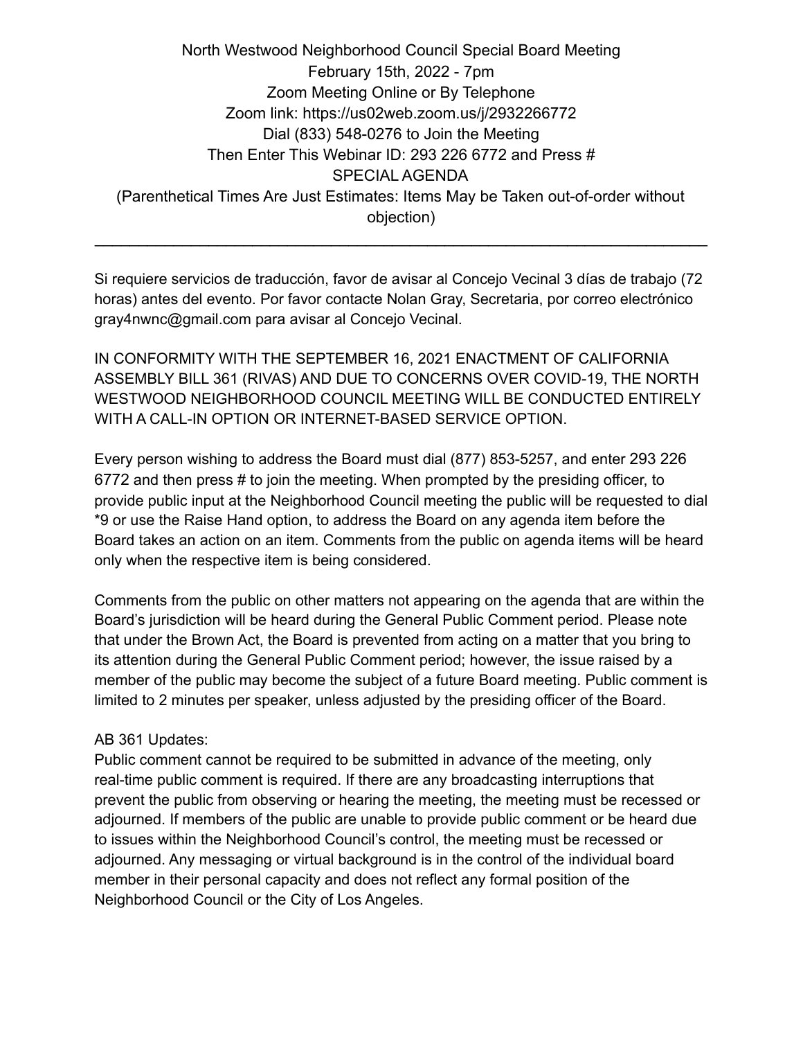North Westwood Neighborhood Council Special Board Meeting
February 15th, 2022 - 7pm
Zoom Meeting Online or By Telephone
Zoom link: https://us02web.zoom.us/j/2932266772
Dial (833) 548-0276 to Join the Meeting
Then Enter This Webinar ID: 293 226 6772 and Press #
SPECIAL AGENDA
(Parenthetical Times Are Just Estimates: Items May be Taken out-of-order without objection)

---

Si requiere servicios de traducción, favor de avisar al Concejo Vecinal 3 días de trabajo (72 horas) antes del evento. Por favor contacte Nolan Gray, Secretaria, por correo electrónico gray4nwnc@gmail.com para avisar al Concejo Vecinal.

IN CONFORMITY WITH THE SEPTEMBER 16, 2021 ENACTMENT OF CALIFORNIA ASSEMBLY BILL 361 (RIVAS) AND DUE TO CONCERNS OVER COVID-19, THE NORTH WESTWOOD NEIGHBORHOOD COUNCIL MEETING WILL BE CONDUCTED ENTIRELY WITH A CALL-IN OPTION OR INTERNET-BASED SERVICE OPTION.

Every person wishing to address the Board must dial (877) 853-5257, and enter 293 226 6772 and then press # to join the meeting. When prompted by the presiding officer, to provide public input at the Neighborhood Council meeting the public will be requested to dial *9 or use the Raise Hand option, to address the Board on any agenda item before the Board takes an action on an item. Comments from the public on agenda items will be heard only when the respective item is being considered.

Comments from the public on other matters not appearing on the agenda that are within the Board's jurisdiction will be heard during the General Public Comment period. Please note that under the Brown Act, the Board is prevented from acting on a matter that you bring to its attention during the General Public Comment period; however, the issue raised by a member of the public may become the subject of a future Board meeting. Public comment is limited to 2 minutes per speaker, unless adjusted by the presiding officer of the Board.

AB 361 Updates:
Public comment cannot be required to be submitted in advance of the meeting, only real-time public comment is required. If there are any broadcasting interruptions that prevent the public from observing or hearing the meeting, the meeting must be recessed or adjourned. If members of the public are unable to provide public comment or be heard due to issues within the Neighborhood Council's control, the meeting must be recessed or adjourned. Any messaging or virtual background is in the control of the individual board member in their personal capacity and does not reflect any formal position of the Neighborhood Council or the City of Los Angeles.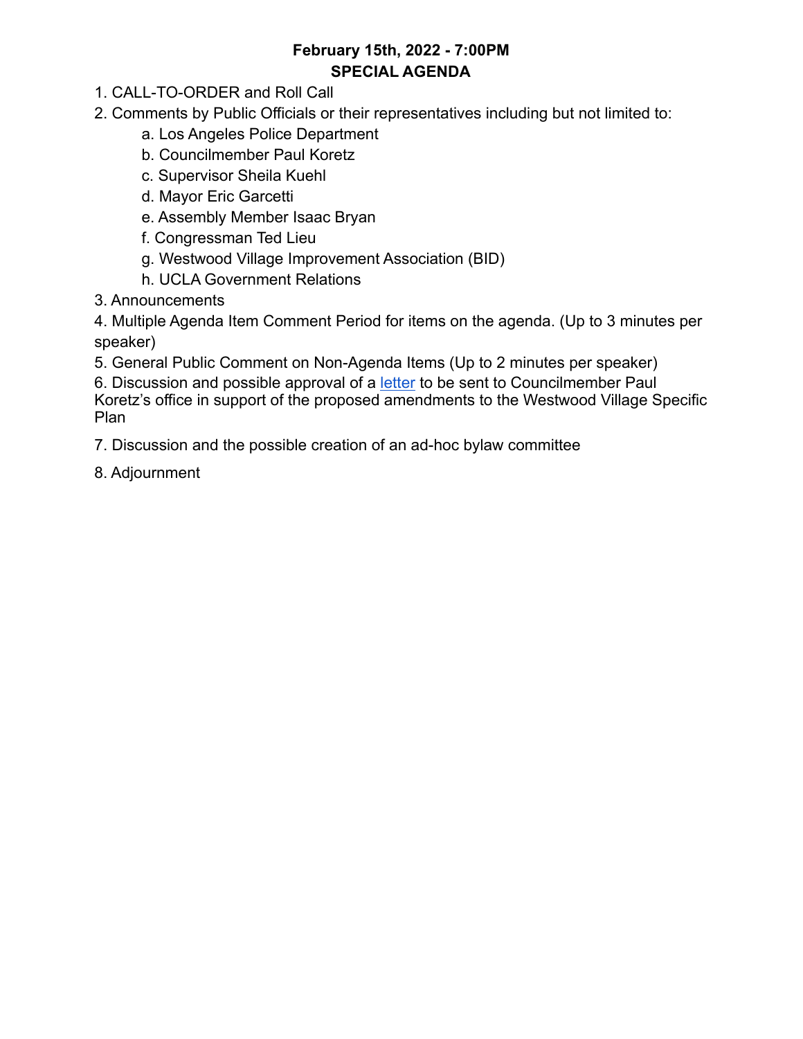**February 15th, 2022 - 7:00PM**
**SPECIAL AGENDA**

1. CALL-TO-ORDER and Roll Call
2. Comments by Public Officials or their representatives including but not limited to:
    a. Los Angeles Police Department
    b. Councilmember Paul Koretz
    c. Supervisor Sheila Kuehl
    d. Mayor Eric Garcetti
    e. Assembly Member Isaac Bryan
    f. Congressman Ted Lieu
    g. Westwood Village Improvement Association (BID)
    h. UCLA Government Relations
3. Announcements
4. Multiple Agenda Item Comment Period for items on the agenda. (Up to 3 minutes per speaker)
5. General Public Comment on Non-Agenda Items (Up to 2 minutes per speaker)
6. Discussion and possible approval of a letter to be sent to Councilmember Paul Koretz's office in support of the proposed amendments to the Westwood Village Specific Plan
7. Discussion and the possible creation of an ad-hoc bylaw committee
8. Adjournment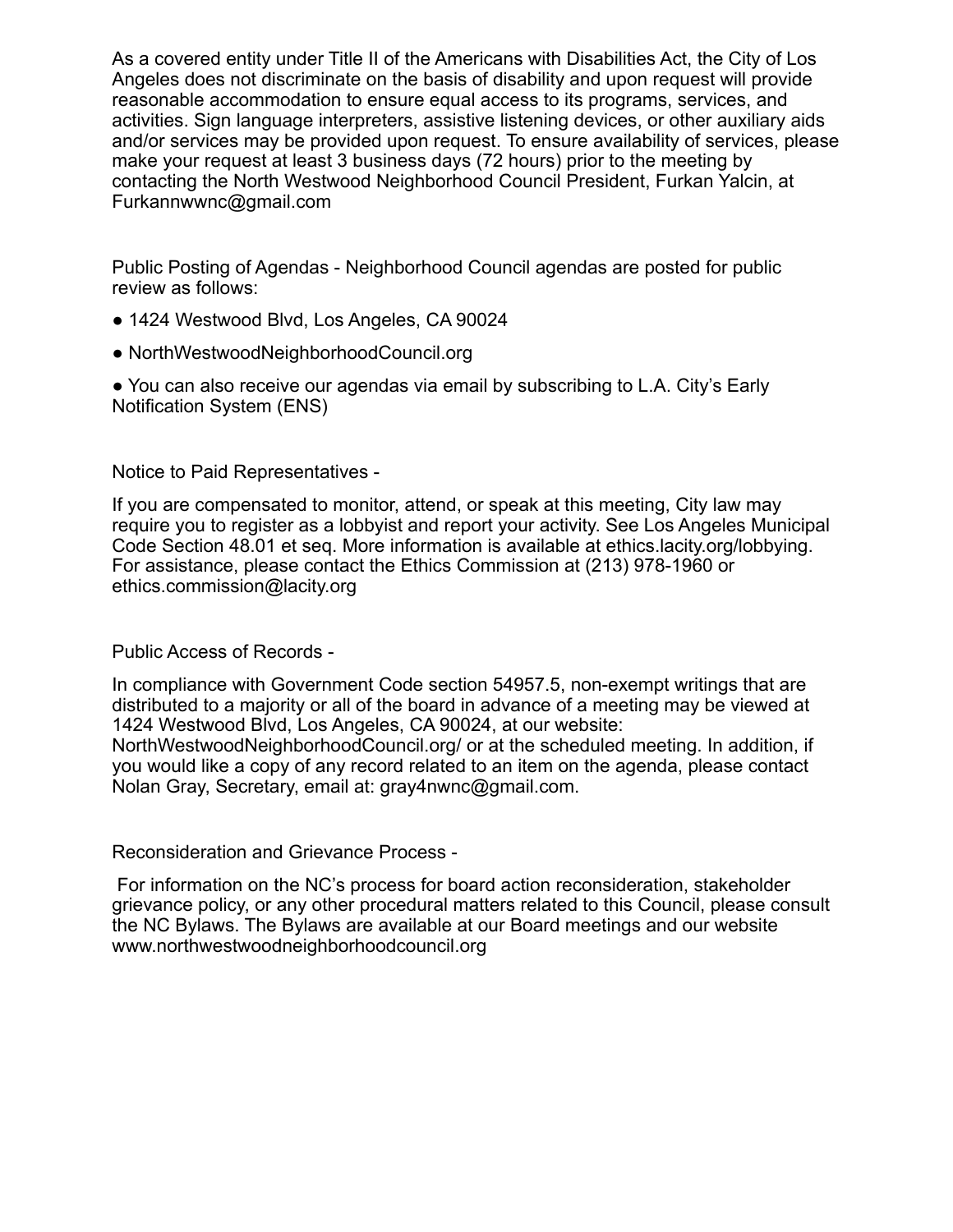As a covered entity under Title II of the Americans with Disabilities Act, the City of Los Angeles does not discriminate on the basis of disability and upon request will provide reasonable accommodation to ensure equal access to its programs, services, and activities. Sign language interpreters, assistive listening devices, or other auxiliary aids and/or services may be provided upon request. To ensure availability of services, please make your request at least 3 business days (72 hours) prior to the meeting by contacting the North Westwood Neighborhood Council President, Furkan Yalcin, at Furkannwwnc@gmail.com

Public Posting of Agendas - Neighborhood Council agendas are posted for public review as follows:

- 1424 Westwood Blvd, Los Angeles, CA 90024
- NorthWestwoodNeighborhoodCouncil.org
- You can also receive our agendas via email by subscribing to L.A. City's Early Notification System (ENS)

Notice to Paid Representatives -

If you are compensated to monitor, attend, or speak at this meeting, City law may require you to register as a lobbyist and report your activity. See Los Angeles Municipal Code Section 48.01 et seq. More information is available at ethics.lacity.org/lobbying. For assistance, please contact the Ethics Commission at (213) 978-1960 or ethics.commission@lacity.org

Public Access of Records -

In compliance with Government Code section 54957.5, non-exempt writings that are distributed to a majority or all of the board in advance of a meeting may be viewed at 1424 Westwood Blvd, Los Angeles, CA 90024, at our website: NorthWestwoodNeighborhoodCouncil.org/ or at the scheduled meeting. In addition, if you would like a copy of any record related to an item on the agenda, please contact Nolan Gray, Secretary, email at: gray4nwnc@gmail.com.

Reconsideration and Grievance Process -

For information on the NC's process for board action reconsideration, stakeholder grievance policy, or any other procedural matters related to this Council, please consult the NC Bylaws. The Bylaws are available at our Board meetings and our website www.northwestwoodneighborhoodcouncil.org